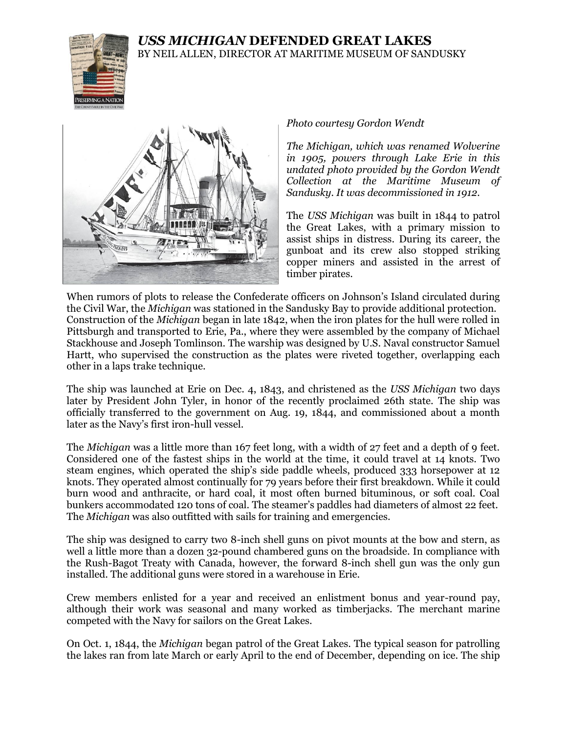# *USS MICHIGAN* DEFENDED GREAT LAKES

BY NEIL ALLEN, DIRECTOR AT MARITIME MUSEUM OF SANDUSKY

*Photo courtesy Gordon Wendt*

*The Michigan, which was renamed Wolverine in 1905, powers through Lake Erie in this undated photo provided by the Gordon Wendt Collection at the Maritime Museum of Sandusky. It was decommissioned in 1912.*

The *USS Michigan* was built in 1844 to patrol the Great Lakes, with a primary mission to assist ships in distress. During its career, the gunboat and its crew also stopped striking copper miners and assisted in the arrest of timber pirates.

When rumors of plots to release the Confederate officers on Johnson's Island circulated during the Civil War, the *Michigan* was stationed in the Sandusky Bay to provide additional protection. Construction of the *Michigan* began in late 1842, when the iron plates for the hull were rolled in Pittsburgh and transported to Erie, Pa., where they were assembled by the company of Michael Stackhouse and Joseph Tomlinson. The warship was designed by U.S. Naval constructor Samuel Hartt, who supervised the construction as the plates were riveted together, overlapping each other in a laps trake technique.

The ship was launched at Erie on Dec. 4, 1843, and christened as the *USS Michigan* two days later by President John Tyler, in honor of the recently proclaimed 26th state. The ship was officially transferred to the government on Aug. 19, 1844, and commissioned about a month later as the Navy's first iron-hull vessel.

The *Michigan* was a little more than 167 feet long, with a width of 27 feet and a depth of 9 feet. Considered one of the fastest ships in the world at the time, it could travel at 14 knots. Two steam engines, which operated the ship's side paddle wheels, produced 333 horsepower at 12 knots. They operated almost continually for 79 years before their first breakdown. While it could burn wood and anthracite, or hard coal, it most often burned bituminous, or soft coal. Coal bunkers accommodated 120 tons of coal. The steamer's paddles had diameters of almost 22 feet. The *Michigan* was also outfitted with sails for training and emergencies.

The ship was designed to carry two 8-inch shell guns on pivot mounts at the bow and stern, as well a little more than a dozen 32-pound chambered guns on the broadside. In compliance with the Rush-Bagot Treaty with Canada, however, the forward 8-inch shell gun was the only gun installed. The additional guns were stored in a warehouse in Erie.

Crew members enlisted for a year and received an enlistment bonus and year-round pay, although their work was seasonal and many worked as timberjacks. The merchant marine competed with the Navy for sailors on the Great Lakes.

On Oct. 1, 1844, the *Michigan* began patrol of the Great Lakes. The typical season for patrolling the lakes ran from late March or early April to the end of December, depending on ice. The ship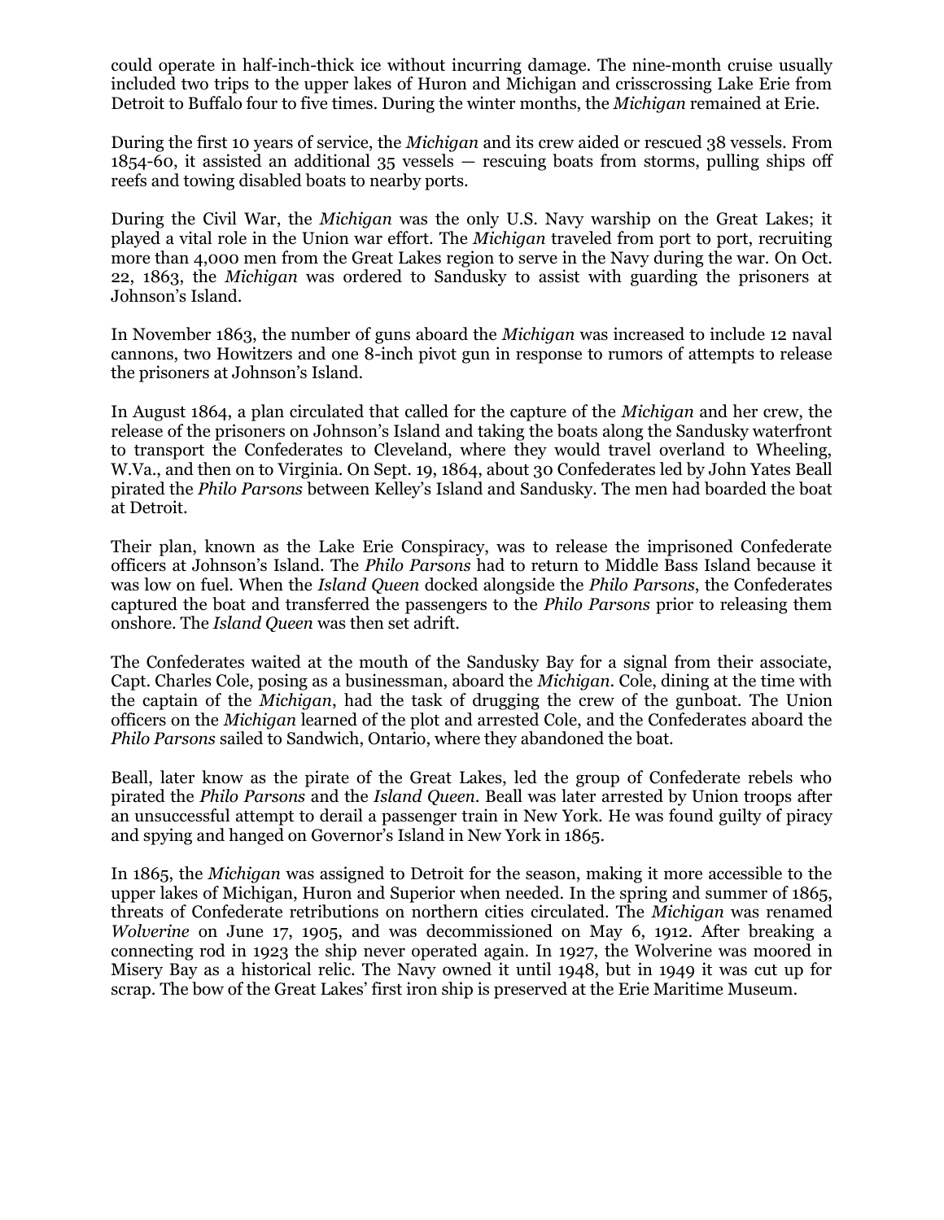could operate in half-inch-thick ice without incurring damage. The nine-month cruise usually included two trips to the upper lakes of Huron and Michigan and crisscrossing Lake Erie from Detroit to Buffalo four to five times. During the winter months, the *Michigan* remained at Erie.

During the first 10 years of service, the *Michigan* and its crew aided or rescued 38 vessels. From 1854-60, it assisted an additional 35 vessels — rescuing boats from storms, pulling ships off reefs and towing disabled boats to nearby ports.

During the Civil War, the *Michigan* was the only U.S. Navy warship on the Great Lakes; it played a vital role in the Union war effort. The *Michigan* traveled from port to port, recruiting more than 4,000 men from the Great Lakes region to serve in the Navy during the war. On Oct. 22, 1863, the *Michigan* was ordered to Sandusky to assist with guarding the prisoners at Johnson's Island.

In November 1863, the number of guns aboard the *Michigan* was increased to include 12 naval cannons, two Howitzers and one 8-inch pivot gun in response to rumors of attempts to release the prisoners at Johnson's Island.

In August 1864, a plan circulated that called for the capture of the *Michigan* and her crew, the release of the prisoners on Johnson's Island and taking the boats along the Sandusky waterfront to transport the Confederates to Cleveland, where they would travel overland to Wheeling, W.Va., and then on to Virginia. On Sept. 19, 1864, about 30 Confederates led by John Yates Beall pirated the *Philo Parsons* between Kelley's Island and Sandusky. The men had boarded the boat at Detroit.

Their plan, known as the Lake Erie Conspiracy, was to release the imprisoned Confederate officers at Johnson's Island. The *Philo Parsons* had to return to Middle Bass Island because it was low on fuel. When the *Island Queen* docked alongside the *Philo Parsons*, the Confederates captured the boat and transferred the passengers to the *Philo Parsons* prior to releasing them onshore. The *Island Queen* was then set adrift.

The Confederates waited at the mouth of the Sandusky Bay for a signal from their associate, Capt. Charles Cole, posing as a businessman, aboard the *Michigan*. Cole, dining at the time with the captain of the *Michigan*, had the task of drugging the crew of the gunboat. The Union officers on the *Michigan* learned of the plot and arrested Cole, and the Confederates aboard the *Philo Parsons* sailed to Sandwich, Ontario, where they abandoned the boat.

Beall, later know as the pirate of the Great Lakes, led the group of Confederate rebels who pirated the *Philo Parsons* and the *Island Queen*. Beall was later arrested by Union troops after an unsuccessful attempt to derail a passenger train in New York. He was found guilty of piracy and spying and hanged on Governor's Island in New York in 1865.

In 1865, the *Michigan* was assigned to Detroit for the season, making it more accessible to the upper lakes of Michigan, Huron and Superior when needed. In the spring and summer of 1865, threats of Confederate retributions on northern cities circulated. The *Michigan* was renamed *Wolverine* on June 17, 1905, and was decommissioned on May 6, 1912. After breaking a connecting rod in 1923 the ship never operated again. In 1927, the Wolverine was moored in Misery Bay as a historical relic. The Navy owned it until 1948, but in 1949 it was cut up for scrap. The bow of the Great Lakes' first iron ship is preserved at the Erie Maritime Museum.